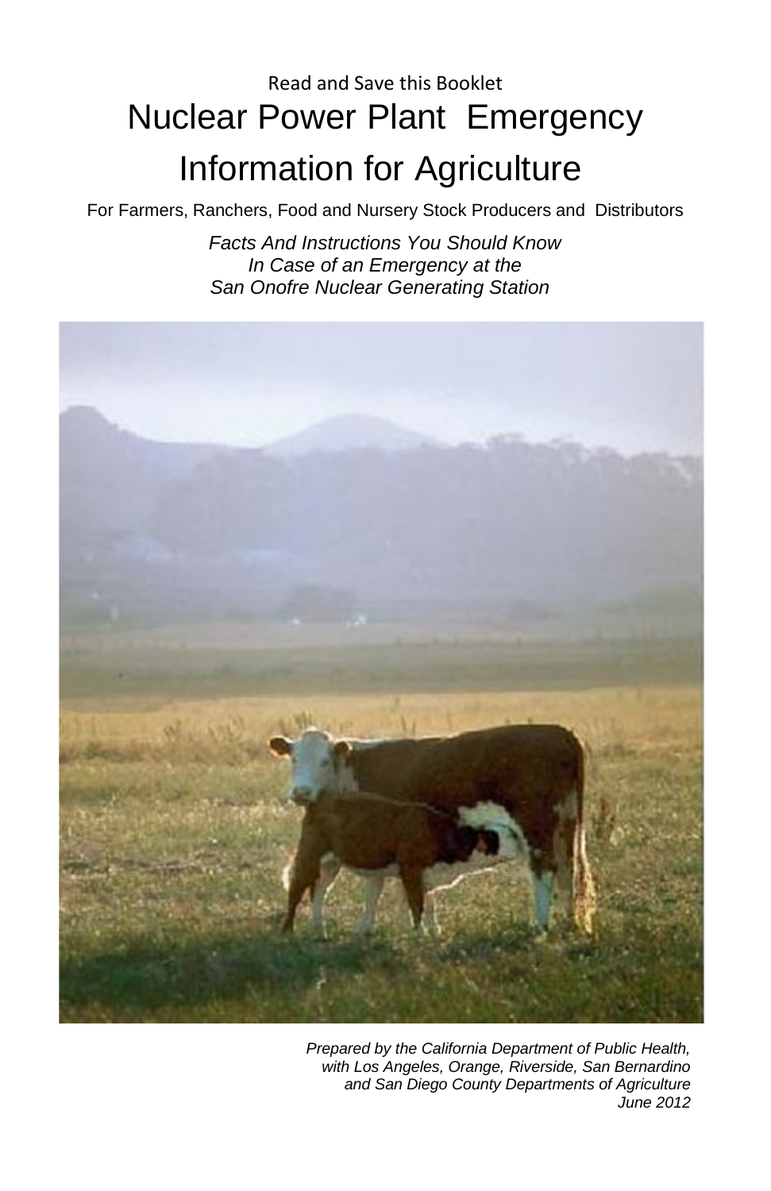Read and Save this Booklet

# Nuclear Power Plant Emergency Information for Agriculture

For Farmers, Ranchers, Food and Nursery Stock Producers and Distributors

*Facts And Instructions You Should Know*
*In Case of an Emergency at the*
*San Onofre Nuclear Generating Station*

*Prepared by the California Department of Public Health,*
*with Los Angeles, Orange, Riverside, San Bernardino*
*and San Diego County Departments of Agriculture*
*June 2012*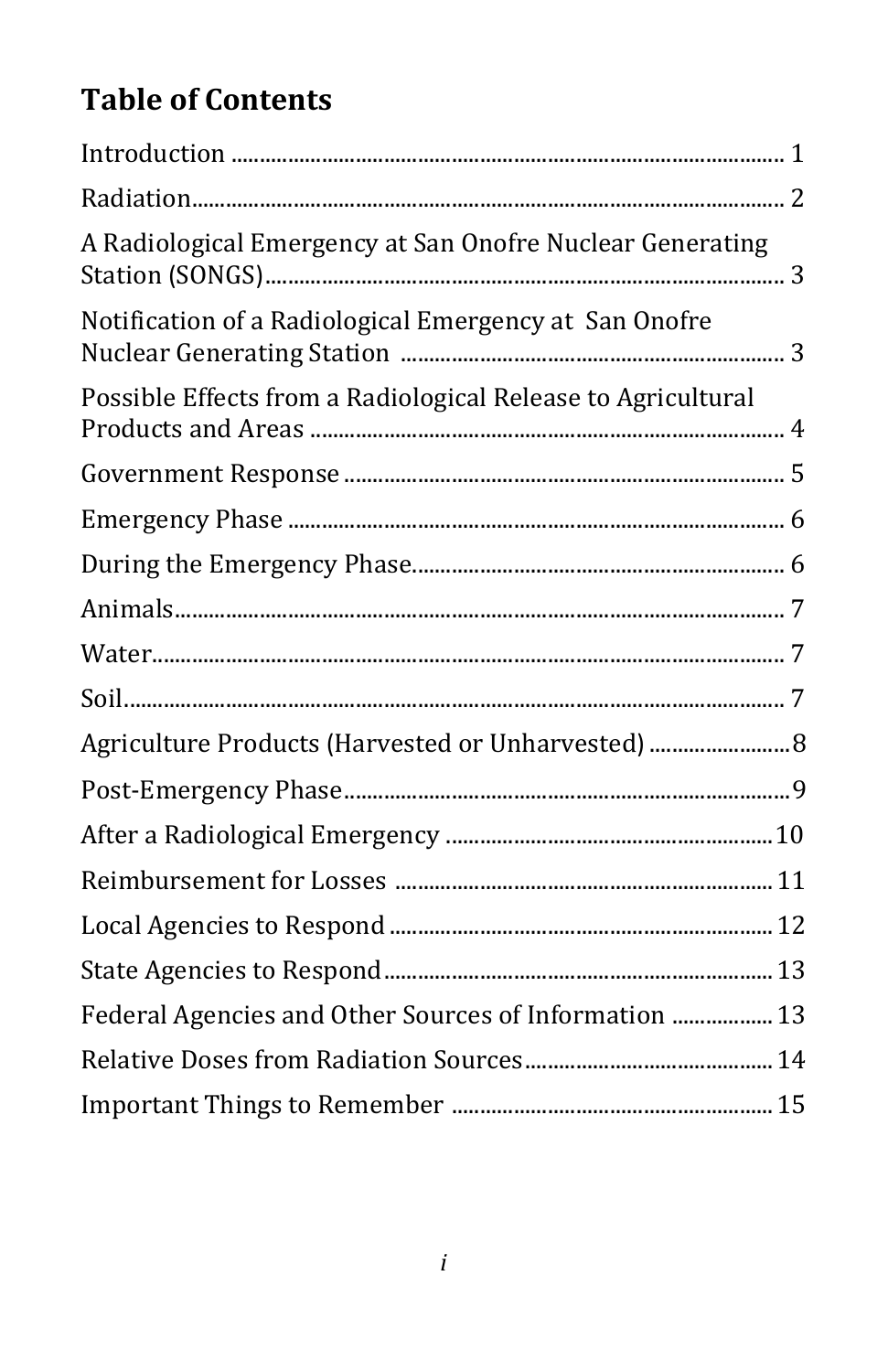# Table of Contents

Introduction .................................................................................................. 1

Radiation......................................................................................................... 2

A Radiological Emergency at San Onofre Nuclear Generating Station (SONGS)........................................................................................... 3

Notification of a Radiological Emergency at San Onofre Nuclear Generating Station ................................................................... 3

Possible Effects from a Radiological Release to Agricultural Products and Areas ................................................................................... 4

Government Response ............................................................................ 5

Emergency Phase ........................................................................................ 6

During the Emergency Phase................................................................. 6

Animals............................................................................................................ 7

Water................................................................................................................ 7

Soil..................................................................................................................... 7

Agriculture Products (Harvested or Unharvested) ........................8

Post-Emergency Phase..............................................................................9

After a Radiological Emergency .........................................................10

Reimbursement for Losses .................................................................. 11

Local Agencies to Respond ................................................................... 12

State Agencies to Respond.................................................................... 13

Federal Agencies and Other Sources of Information ................. 13

Relative Doses from Radiation Sources........................................... 14

Important Things to Remember ........................................................ 15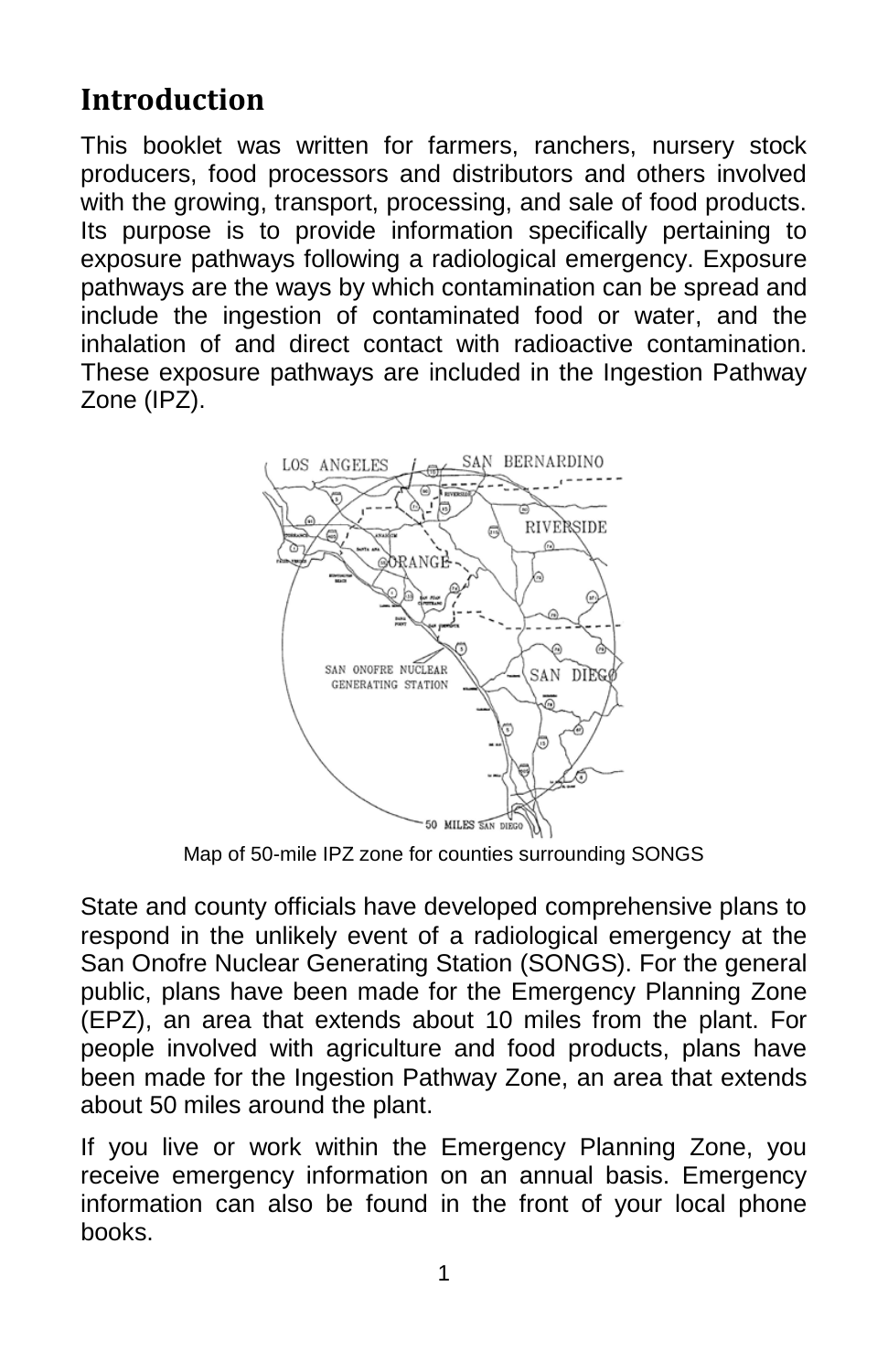## Introduction

This booklet was written for farmers, ranchers, nursery stock producers, food processors and distributors and others involved with the growing, transport, processing, and sale of food products. Its purpose is to provide information specifically pertaining to exposure pathways following a radiological emergency. Exposure pathways are the ways by which contamination can be spread and include the ingestion of contaminated food or water, and the inhalation of and direct contact with radioactive contamination. These exposure pathways are included in the Ingestion Pathway Zone (IPZ).

Map of 50-mile IPZ zone for counties surrounding SONGS

State and county officials have developed comprehensive plans to respond in the unlikely event of a radiological emergency at the San Onofre Nuclear Generating Station (SONGS). For the general public, plans have been made for the Emergency Planning Zone (EPZ), an area that extends about 10 miles from the plant. For people involved with agriculture and food products, plans have been made for the Ingestion Pathway Zone, an area that extends about 50 miles around the plant.

If you live or work within the Emergency Planning Zone, you receive emergency information on an annual basis. Emergency information can also be found in the front of your local phone books.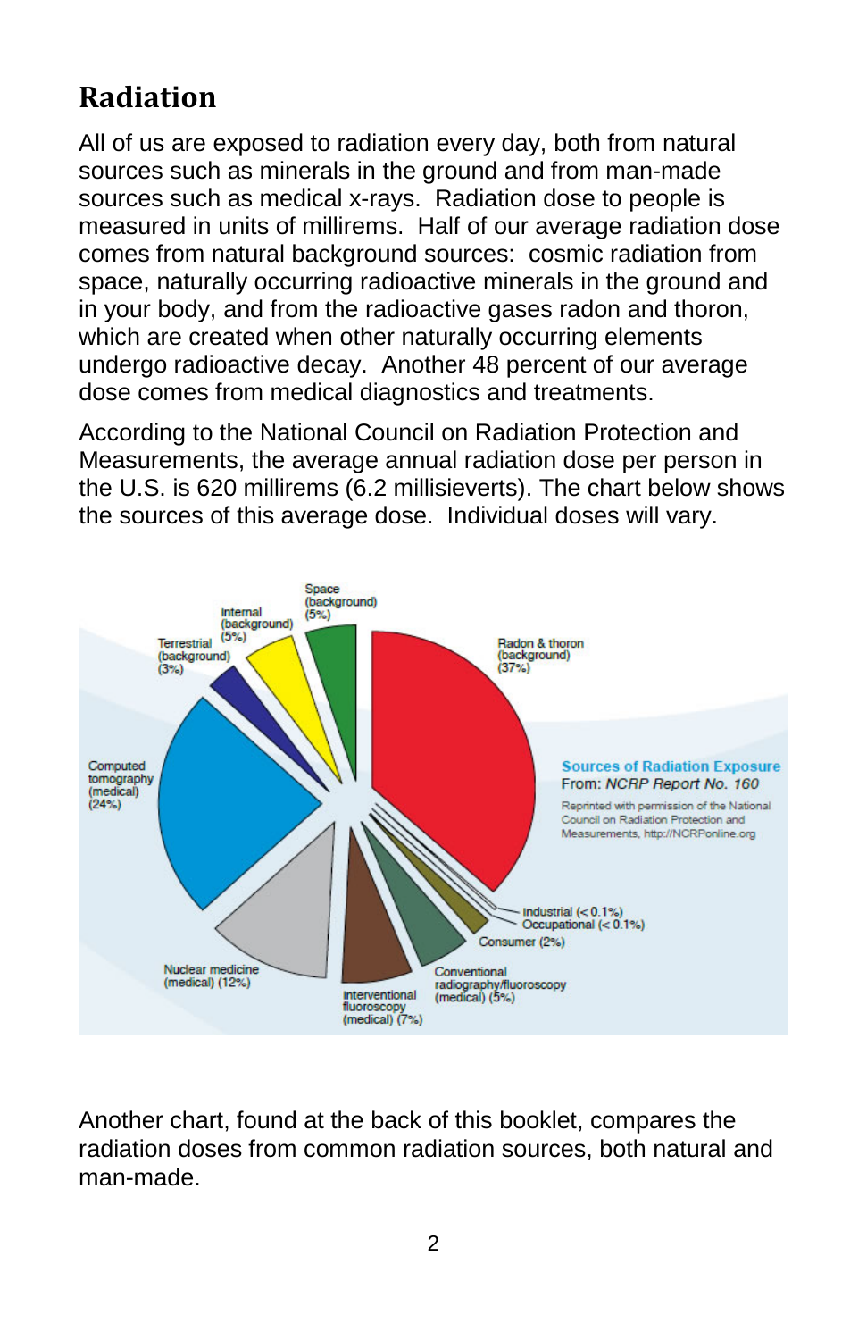## Radiation

All of us are exposed to radiation every day, both from natural sources such as minerals in the ground and from man-made sources such as medical x-rays. Radiation dose to people is measured in units of millirems. Half of our average radiation dose comes from natural background sources: cosmic radiation from space, naturally occurring radioactive minerals in the ground and in your body, and from the radioactive gases radon and thoron, which are created when other naturally occurring elements undergo radioactive decay. Another 48 percent of our average dose comes from medical diagnostics and treatments.

According to the National Council on Radiation Protection and Measurements, the average annual radiation dose per person in the U.S. is 620 millirems (6.2 millisieverts). The chart below shows the sources of this average dose. Individual doses will vary.

**Sources of Radiation Exposure**

From: *NCRP Report No. 160*

Reprinted with permission of the National Council on Radiation Protection and Measurements, http://NCRPonline.org

- Radon & thoron (background) (37%)
- Computed tomography (medical) (24%)
- Nuclear medicine (medical) (12%)
- Interventional fluoroscopy (medical) (7%)
- Space (background) (5%)
- Internal (background) (5%)
- Conventional radiography/fluoroscopy (medical) (5%)
- Terrestrial (background) (3%)
- Consumer (2%)
- Industrial (< 0.1%)
- Occupational (< 0.1%)

Another chart, found at the back of this booklet, compares the radiation doses from common radiation sources, both natural and man-made.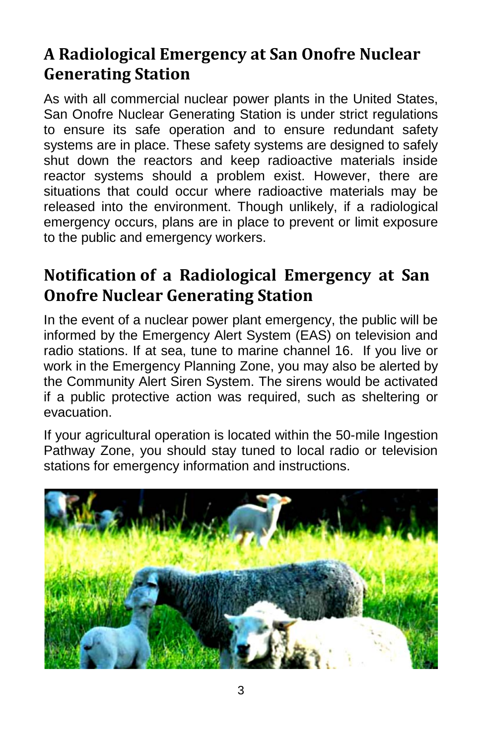## A Radiological Emergency at San Onofre Nuclear Generating Station

As with all commercial nuclear power plants in the United States, San Onofre Nuclear Generating Station is under strict regulations to ensure its safe operation and to ensure redundant safety systems are in place. These safety systems are designed to safely shut down the reactors and keep radioactive materials inside reactor systems should a problem exist. However, there are situations that could occur where radioactive materials may be released into the environment. Though unlikely, if a radiological emergency occurs, plans are in place to prevent or limit exposure to the public and emergency workers.

## Notification of a Radiological Emergency at San Onofre Nuclear Generating Station

In the event of a nuclear power plant emergency, the public will be informed by the Emergency Alert System (EAS) on television and radio stations. If at sea, tune to marine channel 16. If you live or work in the Emergency Planning Zone, you may also be alerted by the Community Alert Siren System. The sirens would be activated if a public protective action was required, such as sheltering or evacuation.

If your agricultural operation is located within the 50-mile Ingestion Pathway Zone, you should stay tuned to local radio or television stations for emergency information and instructions.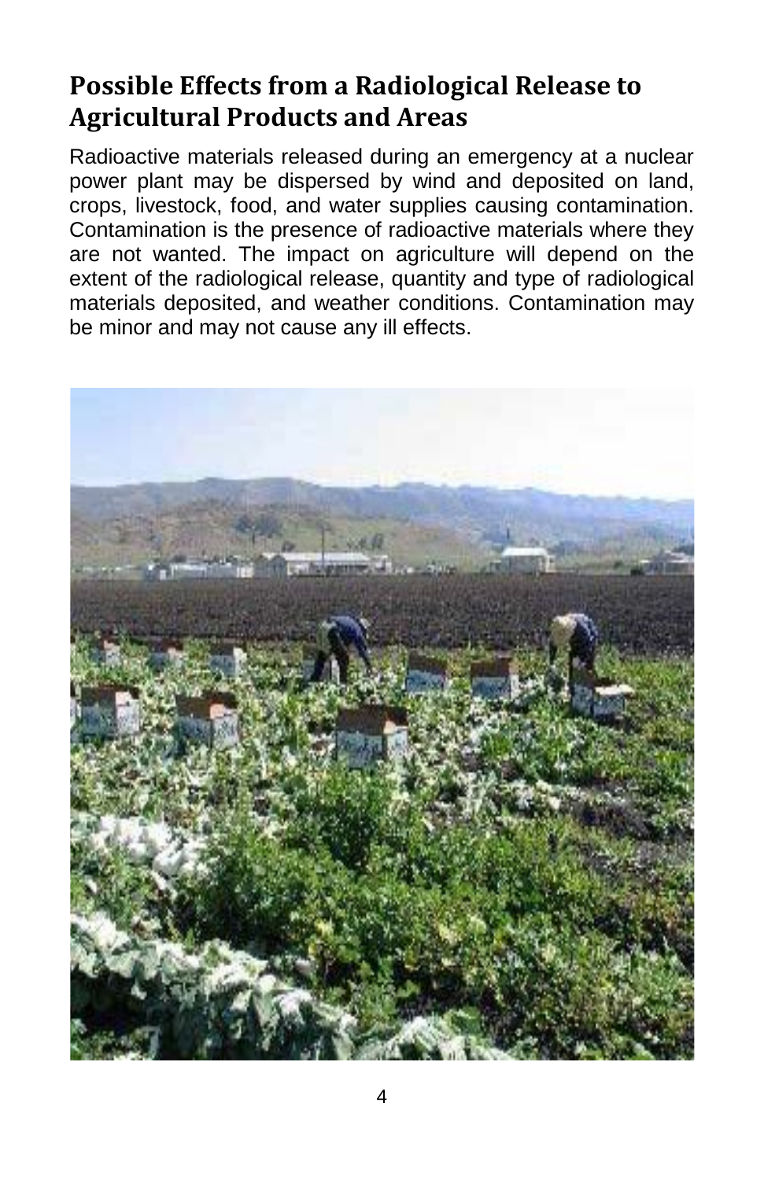## Possible Effects from a Radiological Release to Agricultural Products and Areas

Radioactive materials released during an emergency at a nuclear power plant may be dispersed by wind and deposited on land, crops, livestock, food, and water supplies causing contamination. Contamination is the presence of radioactive materials where they are not wanted. The impact on agriculture will depend on the extent of the radiological release, quantity and type of radiological materials deposited, and weather conditions. Contamination may be minor and may not cause any ill effects.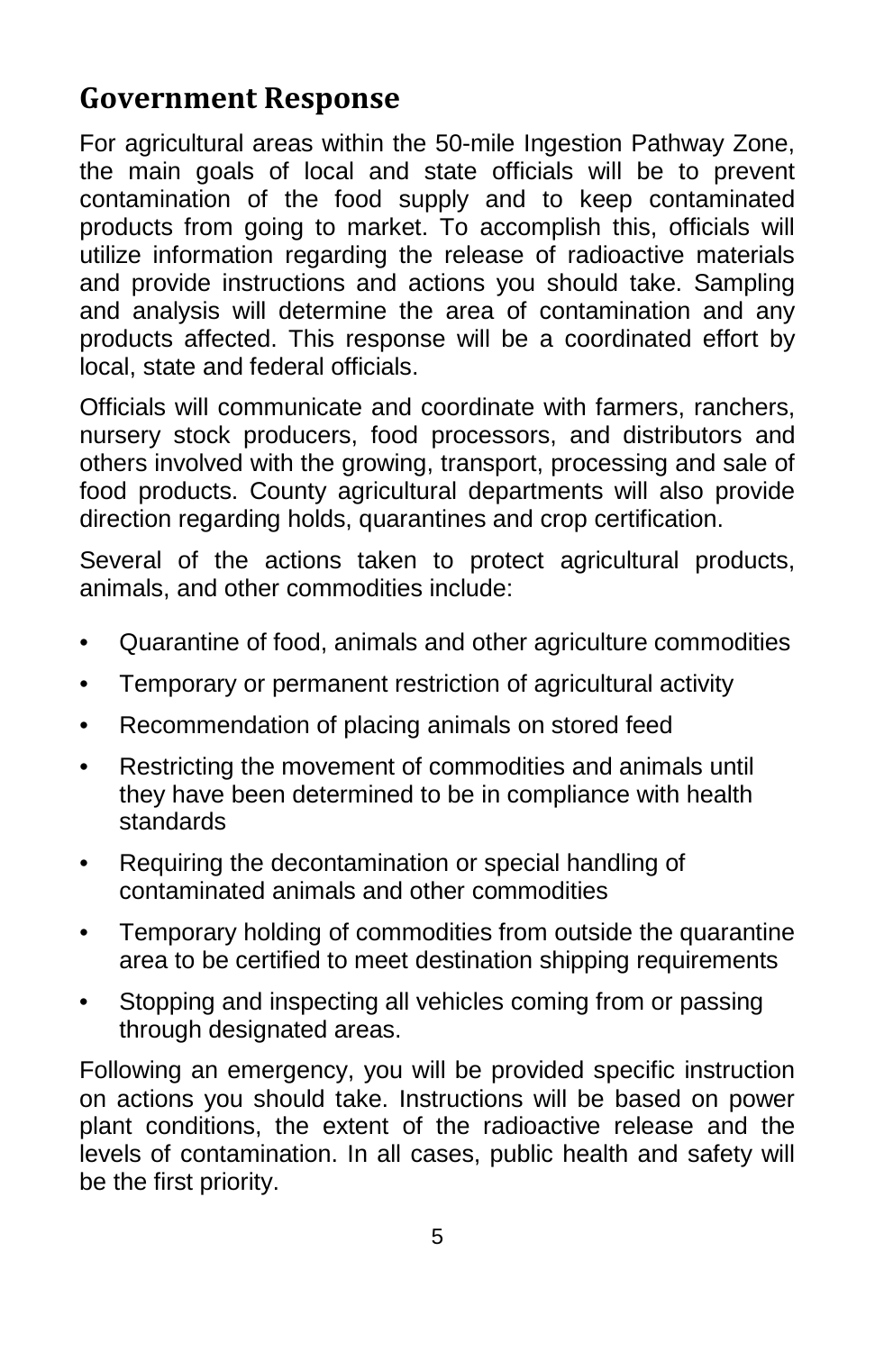## Government Response

For agricultural areas within the 50-mile Ingestion Pathway Zone, the main goals of local and state officials will be to prevent contamination of the food supply and to keep contaminated products from going to market. To accomplish this, officials will utilize information regarding the release of radioactive materials and provide instructions and actions you should take. Sampling and analysis will determine the area of contamination and any products affected. This response will be a coordinated effort by local, state and federal officials.

Officials will communicate and coordinate with farmers, ranchers, nursery stock producers, food processors, and distributors and others involved with the growing, transport, processing and sale of food products. County agricultural departments will also provide direction regarding holds, quarantines and crop certification.

Several of the actions taken to protect agricultural products, animals, and other commodities include:

- Quarantine of food, animals and other agriculture commodities
- Temporary or permanent restriction of agricultural activity
- Recommendation of placing animals on stored feed
- Restricting the movement of commodities and animals until they have been determined to be in compliance with health standards
- Requiring the decontamination or special handling of contaminated animals and other commodities
- Temporary holding of commodities from outside the quarantine area to be certified to meet destination shipping requirements
- Stopping and inspecting all vehicles coming from or passing through designated areas.

Following an emergency, you will be provided specific instruction on actions you should take. Instructions will be based on power plant conditions, the extent of the radioactive release and the levels of contamination. In all cases, public health and safety will be the first priority.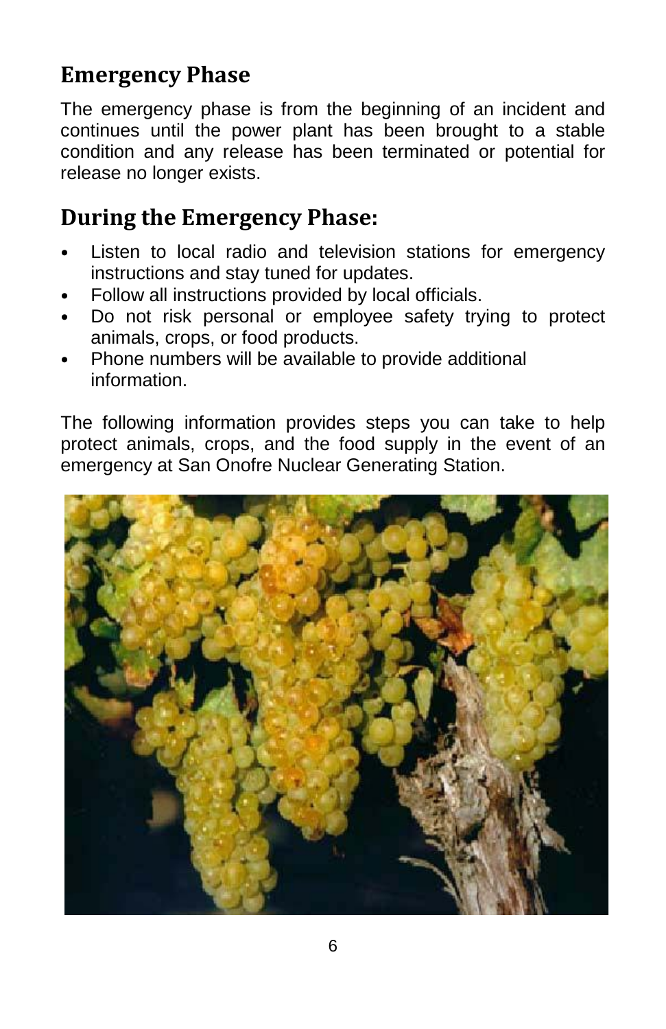## Emergency Phase

The emergency phase is from the beginning of an incident and continues until the power plant has been brought to a stable condition and any release has been terminated or potential for release no longer exists.

## During the Emergency Phase:

- Listen to local radio and television stations for emergency instructions and stay tuned for updates.
- Follow all instructions provided by local officials.
- Do not risk personal or employee safety trying to protect animals, crops, or food products.
- Phone numbers will be available to provide additional information.

The following information provides steps you can take to help protect animals, crops, and the food supply in the event of an emergency at San Onofre Nuclear Generating Station.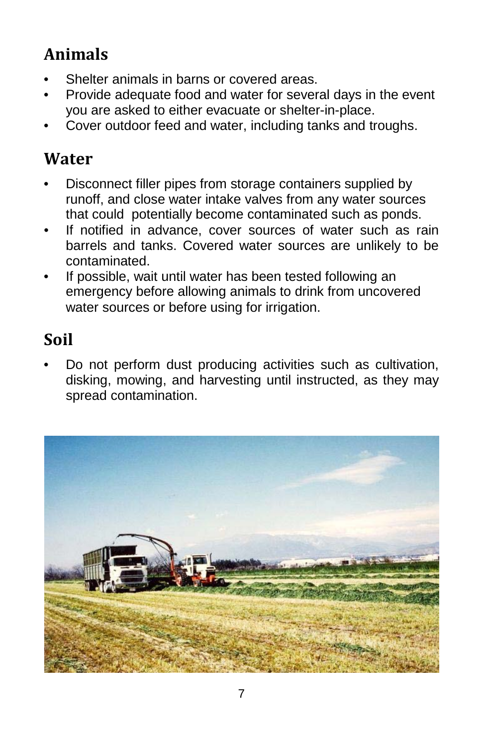## Animals

- Shelter animals in barns or covered areas.
- Provide adequate food and water for several days in the event you are asked to either evacuate or shelter-in-place.
- Cover outdoor feed and water, including tanks and troughs.

## Water

- Disconnect filler pipes from storage containers supplied by runoff, and close water intake valves from any water sources that could potentially become contaminated such as ponds.
- If notified in advance, cover sources of water such as rain barrels and tanks. Covered water sources are unlikely to be contaminated.
- If possible, wait until water has been tested following an emergency before allowing animals to drink from uncovered water sources or before using for irrigation.

## Soil

- Do not perform dust producing activities such as cultivation, disking, mowing, and harvesting until instructed, as they may spread contamination.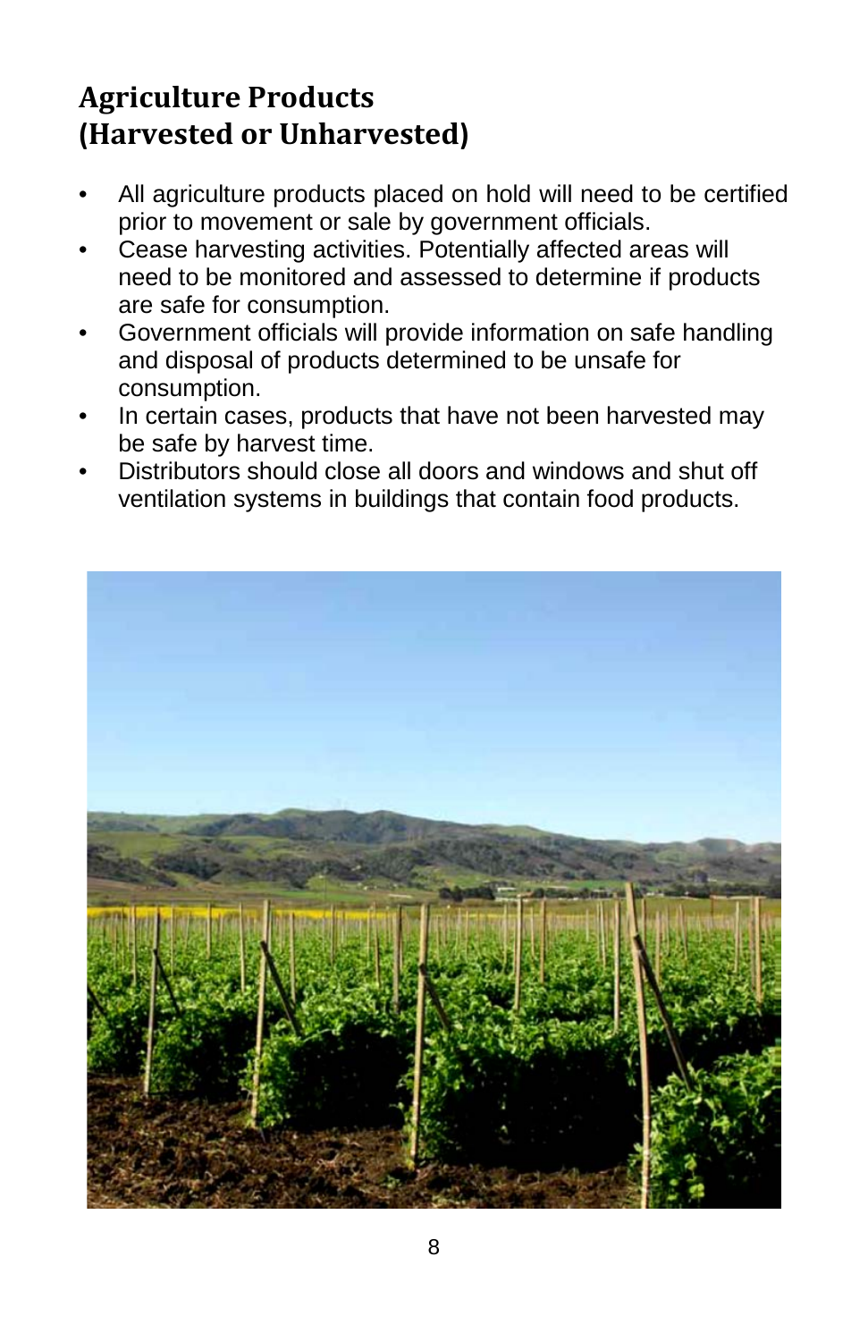## Agriculture Products (Harvested or Unharvested)

- All agriculture products placed on hold will need to be certified prior to movement or sale by government officials.
- Cease harvesting activities. Potentially affected areas will need to be monitored and assessed to determine if products are safe for consumption.
- Government officials will provide information on safe handling and disposal of products determined to be unsafe for consumption.
- In certain cases, products that have not been harvested may be safe by harvest time.
- Distributors should close all doors and windows and shut off ventilation systems in buildings that contain food products.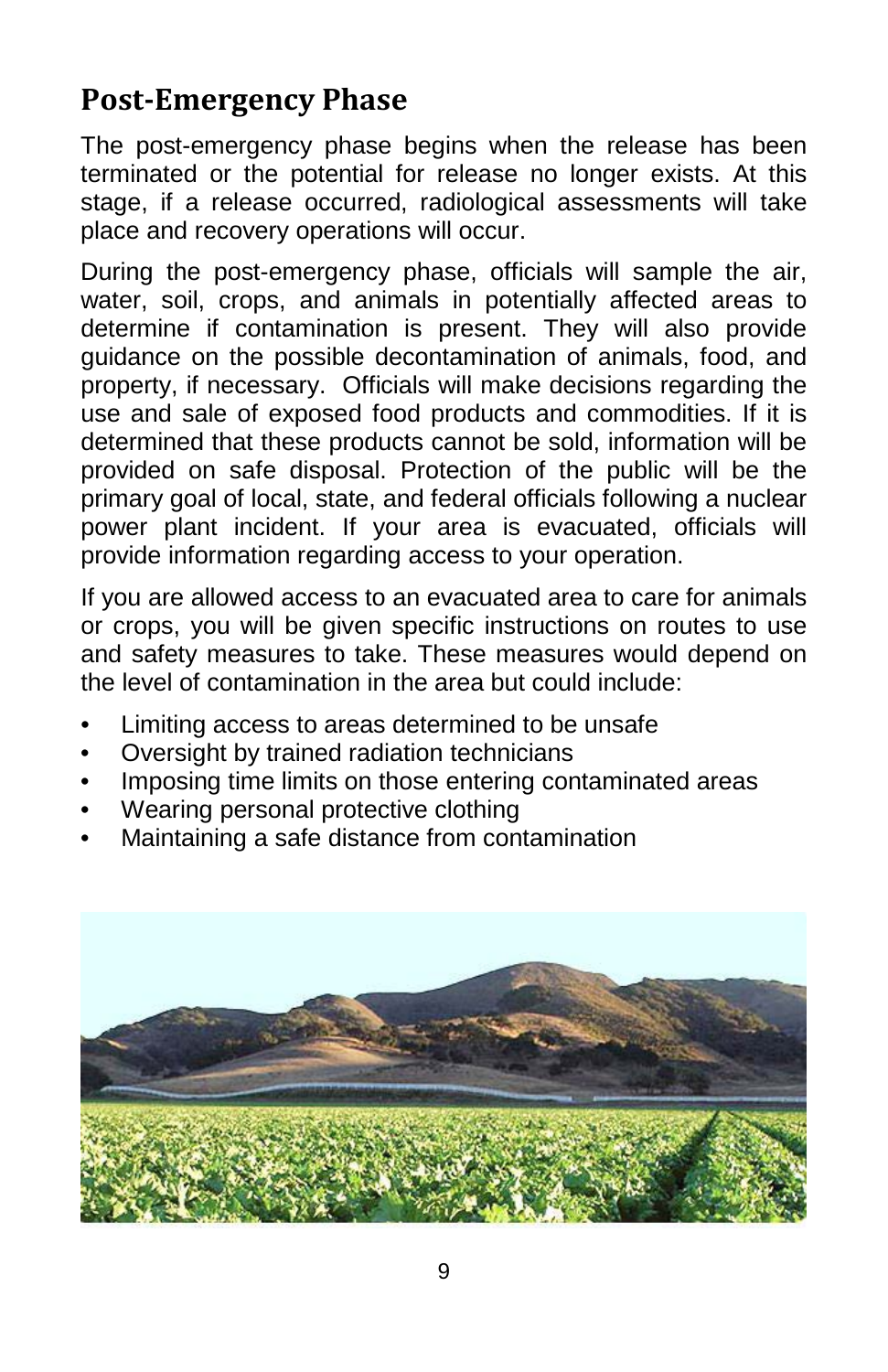## Post-Emergency Phase

The post-emergency phase begins when the release has been terminated or the potential for release no longer exists. At this stage, if a release occurred, radiological assessments will take place and recovery operations will occur.

During the post-emergency phase, officials will sample the air, water, soil, crops, and animals in potentially affected areas to determine if contamination is present. They will also provide guidance on the possible decontamination of animals, food, and property, if necessary. Officials will make decisions regarding the use and sale of exposed food products and commodities. If it is determined that these products cannot be sold, information will be provided on safe disposal. Protection of the public will be the primary goal of local, state, and federal officials following a nuclear power plant incident. If your area is evacuated, officials will provide information regarding access to your operation.

If you are allowed access to an evacuated area to care for animals or crops, you will be given specific instructions on routes to use and safety measures to take. These measures would depend on the level of contamination in the area but could include:

- Limiting access to areas determined to be unsafe
- Oversight by trained radiation technicians
- Imposing time limits on those entering contaminated areas
- Wearing personal protective clothing
- Maintaining a safe distance from contamination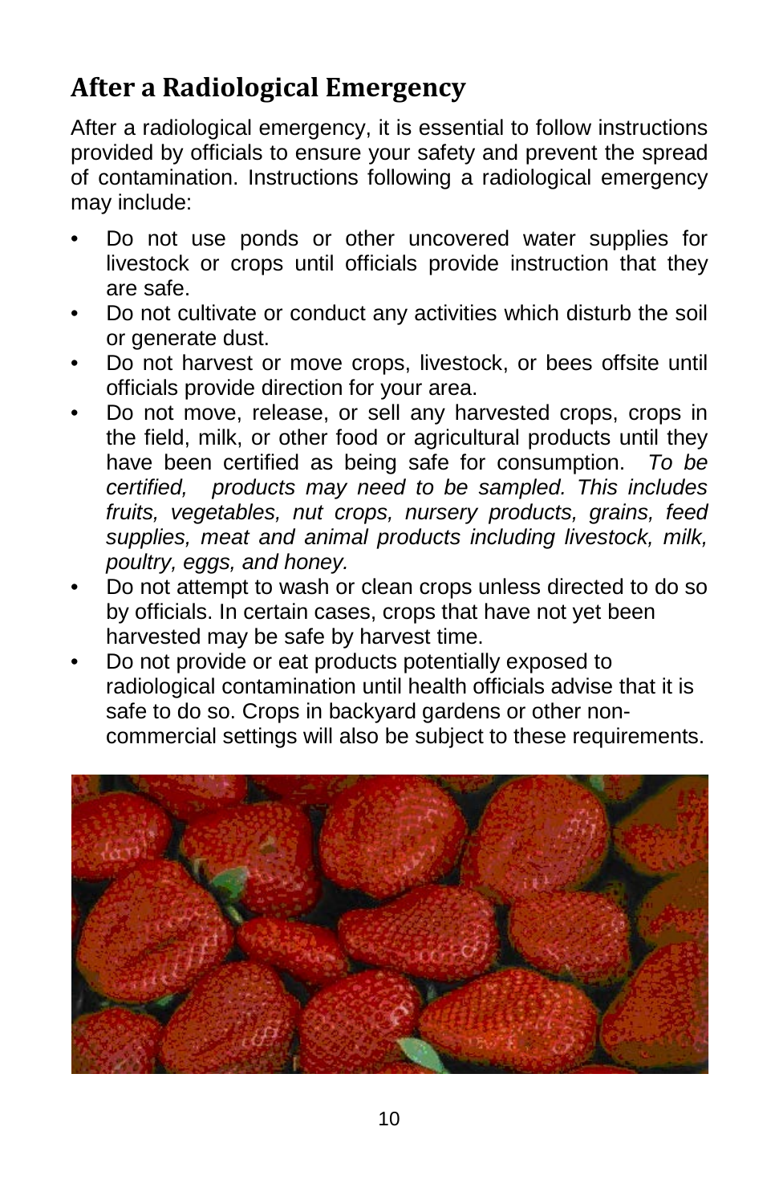## After a Radiological Emergency

After a radiological emergency, it is essential to follow instructions provided by officials to ensure your safety and prevent the spread of contamination. Instructions following a radiological emergency may include:

- Do not use ponds or other uncovered water supplies for livestock or crops until officials provide instruction that they are safe.
- Do not cultivate or conduct any activities which disturb the soil or generate dust.
- Do not harvest or move crops, livestock, or bees offsite until officials provide direction for your area.
- Do not move, release, or sell any harvested crops, crops in the field, milk, or other food or agricultural products until they have been certified as being safe for consumption. *To be certified, products may need to be sampled. This includes fruits, vegetables, nut crops, nursery products, grains, feed supplies, meat and animal products including livestock, milk, poultry, eggs, and honey.*
- Do not attempt to wash or clean crops unless directed to do so by officials. In certain cases, crops that have not yet been harvested may be safe by harvest time.
- Do not provide or eat products potentially exposed to radiological contamination until health officials advise that it is safe to do so. Crops in backyard gardens or other non-commercial settings will also be subject to these requirements.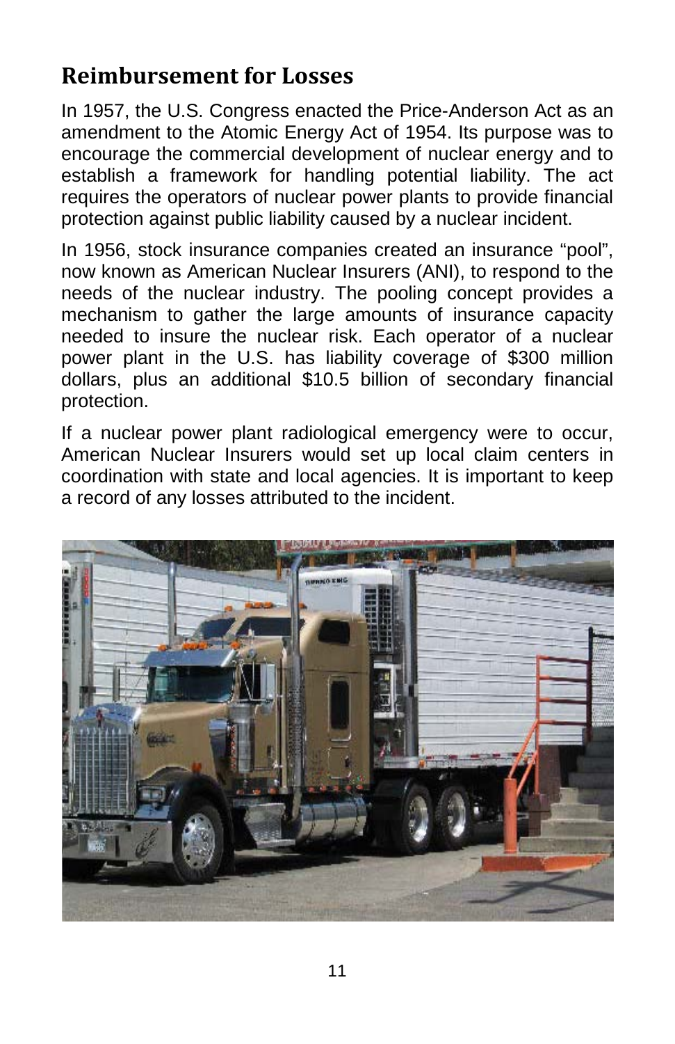## Reimbursement for Losses

In 1957, the U.S. Congress enacted the Price-Anderson Act as an amendment to the Atomic Energy Act of 1954. Its purpose was to encourage the commercial development of nuclear energy and to establish a framework for handling potential liability. The act requires the operators of nuclear power plants to provide financial protection against public liability caused by a nuclear incident.

In 1956, stock insurance companies created an insurance "pool", now known as American Nuclear Insurers (ANI), to respond to the needs of the nuclear industry. The pooling concept provides a mechanism to gather the large amounts of insurance capacity needed to insure the nuclear risk. Each operator of a nuclear power plant in the U.S. has liability coverage of $300 million dollars, plus an additional $10.5 billion of secondary financial protection.

If a nuclear power plant radiological emergency were to occur, American Nuclear Insurers would set up local claim centers in coordination with state and local agencies. It is important to keep a record of any losses attributed to the incident.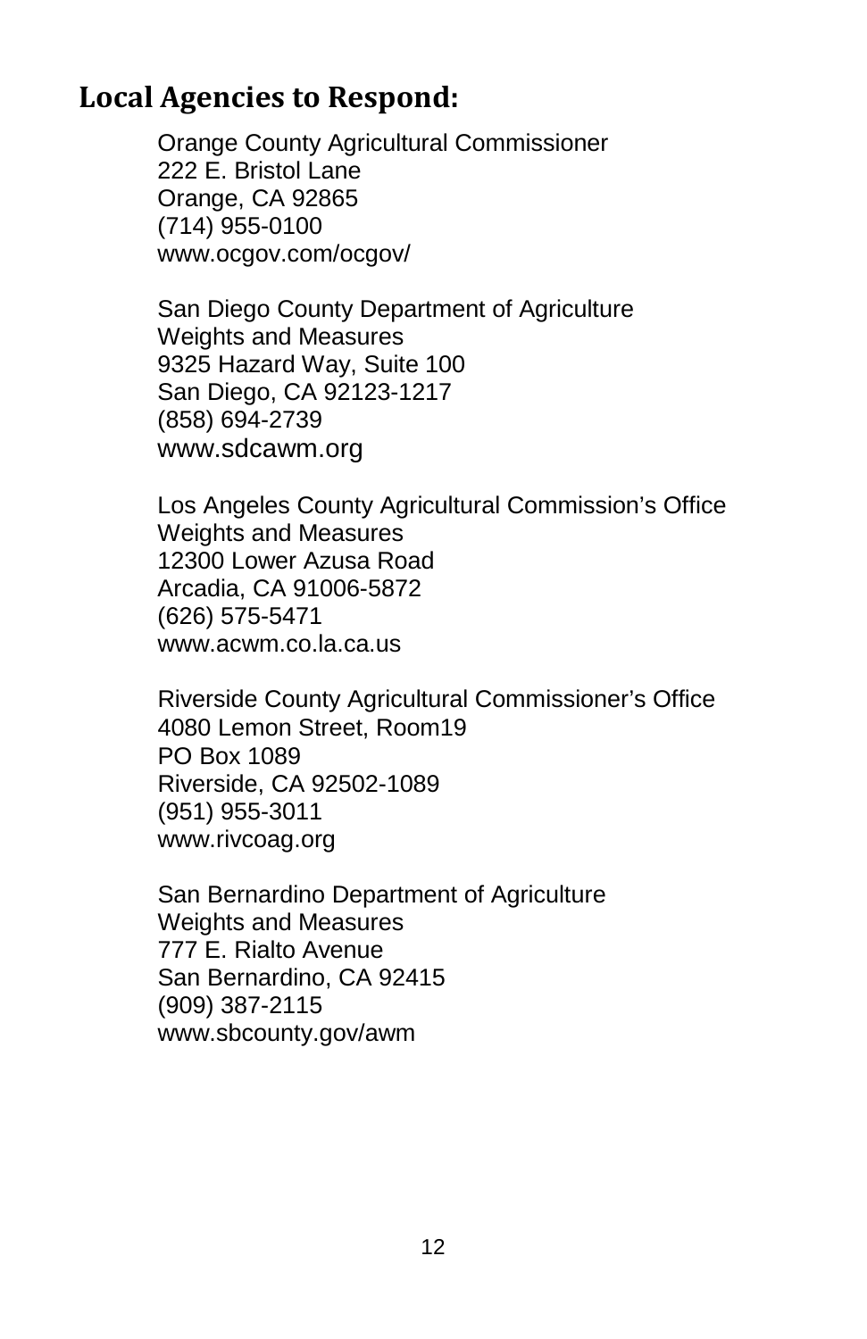## Local Agencies to Respond:

Orange County Agricultural Commissioner
222 E. Bristol Lane
Orange, CA 92865
(714) 955-0100
www.ocgov.com/ocgov/

San Diego County Department of Agriculture
Weights and Measures
9325 Hazard Way, Suite 100
San Diego, CA 92123-1217
(858) 694-2739
www.sdcawm.org

Los Angeles County Agricultural Commission's Office
Weights and Measures
12300 Lower Azusa Road
Arcadia, CA 91006-5872
(626) 575-5471
www.acwm.co.la.ca.us

Riverside County Agricultural Commissioner's Office
4080 Lemon Street, Room19
PO Box 1089
Riverside, CA 92502-1089
(951) 955-3011
www.rivcoag.org

San Bernardino Department of Agriculture
Weights and Measures
777 E. Rialto Avenue
San Bernardino, CA 92415
(909) 387-2115
www.sbcounty.gov/awm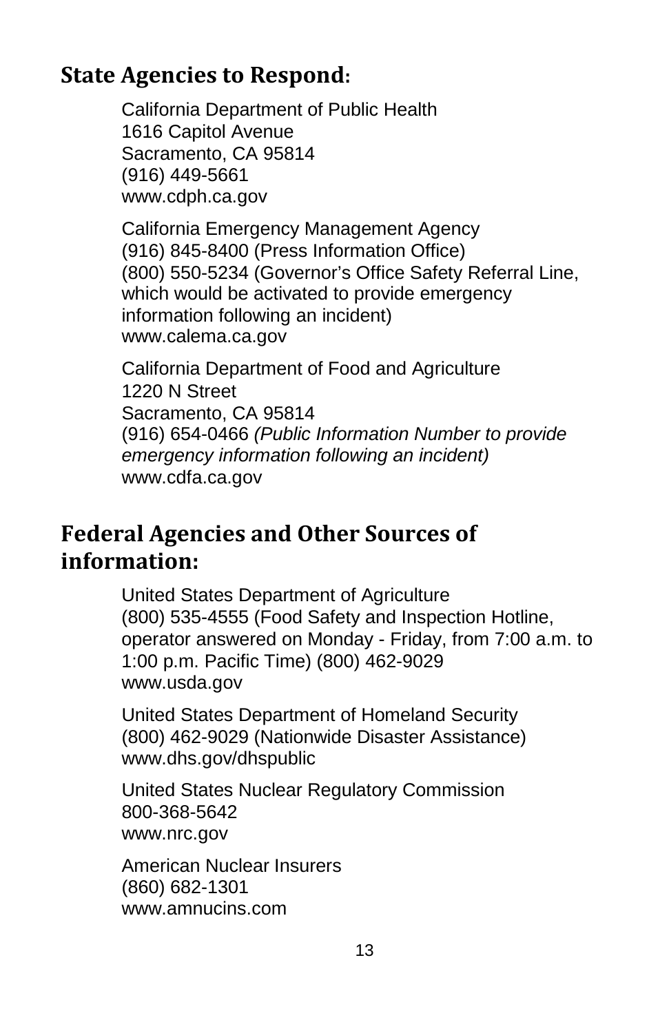## State Agencies to Respond:

California Department of Public Health
1616 Capitol Avenue
Sacramento, CA 95814
(916) 449-5661
www.cdph.ca.gov

California Emergency Management Agency
(916) 845-8400 (Press Information Office)
(800) 550-5234 (Governor's Office Safety Referral Line, which would be activated to provide emergency information following an incident)
www.calema.ca.gov

California Department of Food and Agriculture
1220 N Street
Sacramento, CA 95814
(916) 654-0466 *(Public Information Number to provide emergency information following an incident)*
www.cdfa.ca.gov

## Federal Agencies and Other Sources of information:

United States Department of Agriculture
(800) 535-4555 (Food Safety and Inspection Hotline, operator answered on Monday - Friday, from 7:00 a.m. to 1:00 p.m. Pacific Time) (800) 462-9029
www.usda.gov

United States Department of Homeland Security
(800) 462-9029 (Nationwide Disaster Assistance)
www.dhs.gov/dhspublic

United States Nuclear Regulatory Commission
800-368-5642
www.nrc.gov

American Nuclear Insurers
(860) 682-1301
www.amnucins.com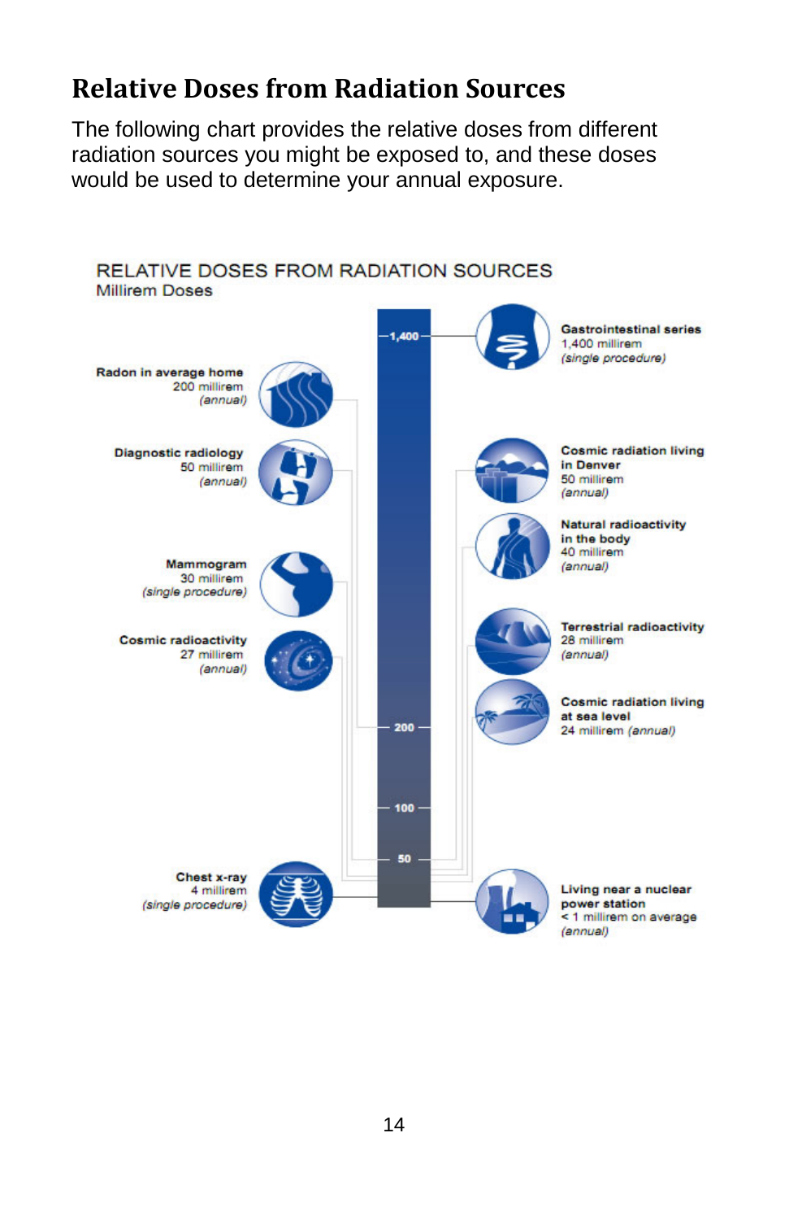## Relative Doses from Radiation Sources

The following chart provides the relative doses from different radiation sources you might be exposed to, and these doses would be used to determine your annual exposure.

RELATIVE DOSES FROM RADIATION SOURCES
Millirem Doses

**Gastrointestinal series**
1,400 millirem
*(single procedure)*

**Radon in average home**
200 millirem
*(annual)*

**Diagnostic radiology**
50 millirem
*(annual)*

**Cosmic radiation living in Denver**
50 millirem
*(annual)*

**Natural radioactivity in the body**
40 millirem
*(annual)*

**Mammogram**
30 millirem
*(single procedure)*

**Terrestrial radioactivity**
28 millirem
*(annual)*

**Cosmic radioactivity**
27 millirem
*(annual)*

**Cosmic radiation living at sea level**
24 millirem *(annual)*

**Chest x-ray**
4 millirem
*(single procedure)*

**Living near a nuclear power station**
< 1 millirem on average
*(annual)*

1,400
200
100
50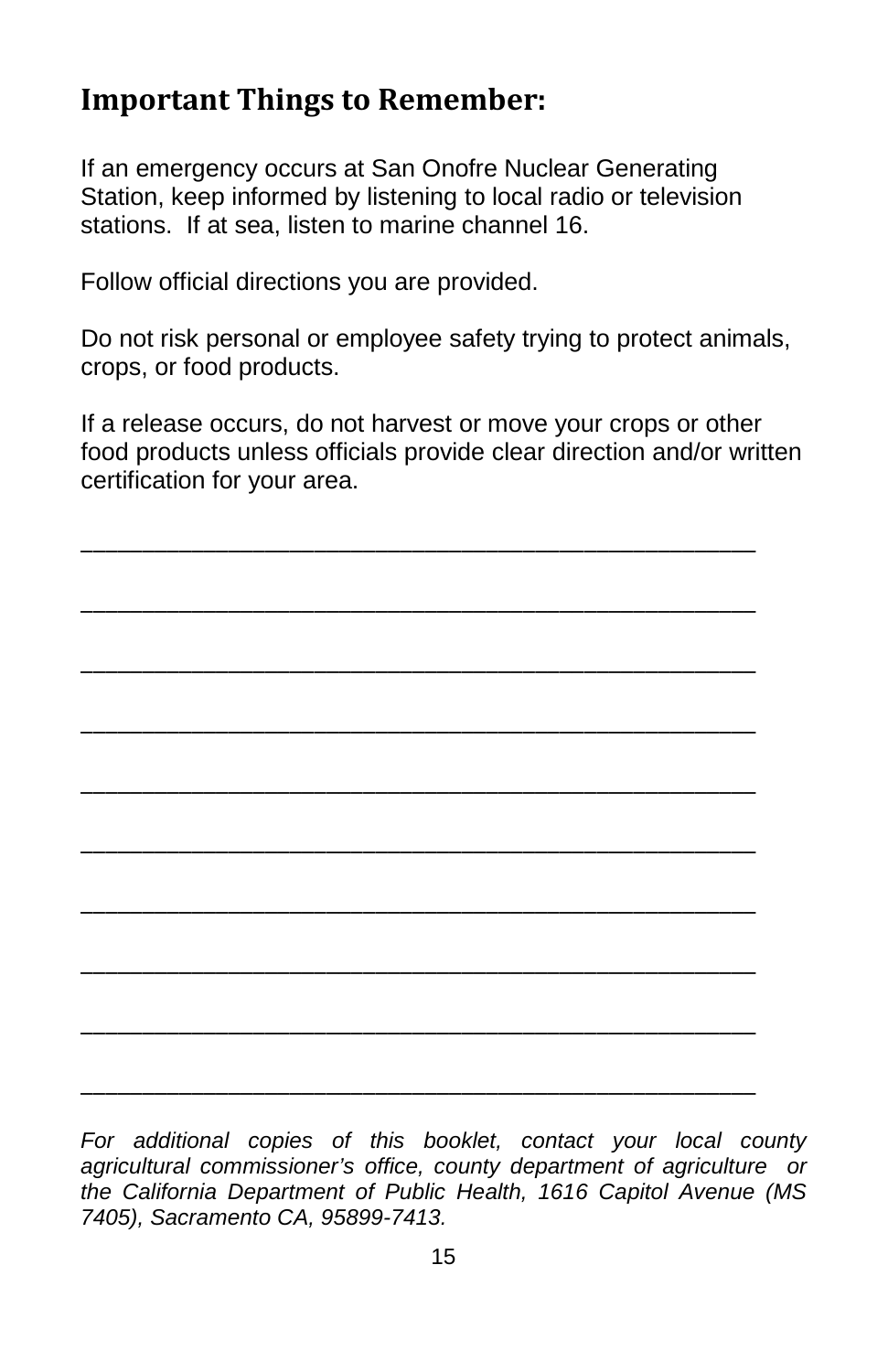## Important Things to Remember:

If an emergency occurs at San Onofre Nuclear Generating Station, keep informed by listening to local radio or television stations. If at sea, listen to marine channel 16.

Follow official directions you are provided.

Do not risk personal or employee safety trying to protect animals, crops, or food products.

If a release occurs, do not harvest or move your crops or other food products unless officials provide clear direction and/or written certification for your area.

_______________________________________________

_______________________________________________

_______________________________________________

_______________________________________________

_______________________________________________

_______________________________________________

_______________________________________________

_______________________________________________

_______________________________________________

_______________________________________________

*For additional copies of this booklet, contact your local county agricultural commissioner's office, county department of agriculture or the California Department of Public Health, 1616 Capitol Avenue (MS 7405), Sacramento CA, 95899-7413.*